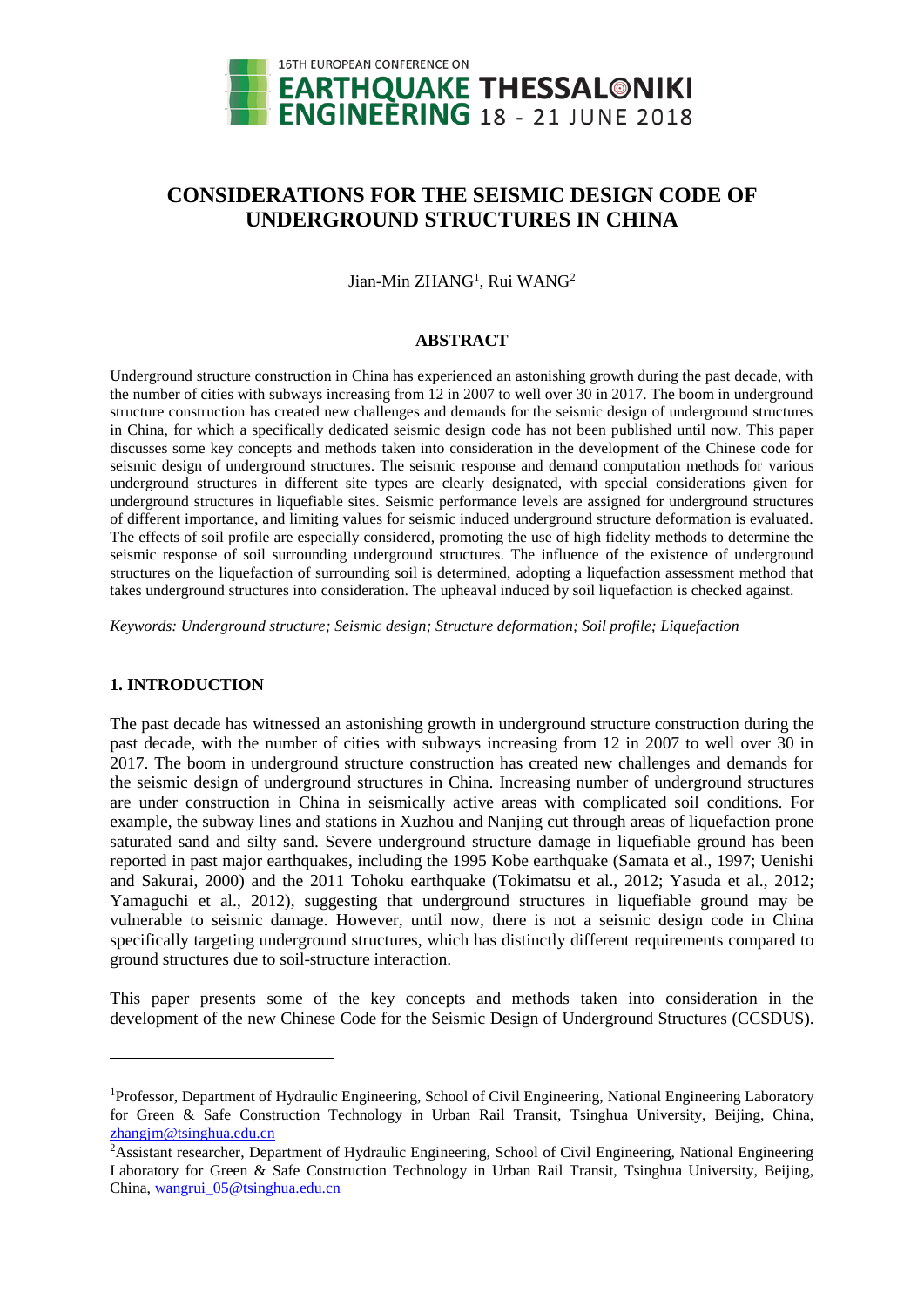# CONSIDERATIONS FOR THE SEISMIC DESIGN CODE OF UNDERGROUND STRUCTURES IN CHINA

Jian-Min ZHANG[1], Rui WANG[2]

## ABSTRACT

Underground structure construction in China has experienced an astonishing growth during the past decade, with the number of cities with subways increasing from 12 in 2007 to well over 30 in 2017. The boom in underground structure construction has created new challenges and demands for the seismic design of underground structures in China, for which a specifically dedicated seismic design code has not been published until now. This paper discusses some key concepts and methods taken into consideration in the development of the Chinese code for seismic design of underground structures. The seismic response and demand computation methods for various underground structures in different site types are clearly designated, with special considerations given for underground structures in liquefiable sites. Seismic performance levels are assigned for underground structures of different importance, and limiting values for seismic induced underground structure deformation is evaluated. The effects of soil profile are especially considered, promoting the use of high fidelity methods to determine the seismic response of soil surrounding underground structures. The influence of the existence of underground structures on the liquefaction of surrounding soil is determined, adopting a liquefaction assessment method that takes underground structures into consideration. The upheaval induced by soil liquefaction is checked against.

*Keywords: Underground structure; Seismic design; Structure deformation; Soil profile; Liquefaction*

## 1. INTRODUCTION

The past decade has witnessed an astonishing growth in underground structure construction during the past decade, with the number of cities with subways increasing from 12 in 2007 to well over 30 in 2017. The boom in underground structure construction has created new challenges and demands for the seismic design of underground structures in China. Increasing number of underground structures are under construction in China in seismically active areas with complicated soil conditions. For example, the subway lines and stations in Xuzhou and Nanjing cut through areas of liquefaction prone saturated sand and silty sand. Severe underground structure damage in liquefiable ground has been reported in past major earthquakes, including the 1995 Kobe earthquake (Samata et al., 1997; Uenishi and Sakurai, 2000) and the 2011 Tohoku earthquake (Tokimatsu et al., 2012; Yasuda et al., 2012; Yamaguchi et al., 2012), suggesting that underground structures in liquefiable ground may be vulnerable to seismic damage. However, until now, there is not a seismic design code in China specifically targeting underground structures, which has distinctly different requirements compared to ground structures due to soil-structure interaction.

This paper presents some of the key concepts and methods taken into consideration in the development of the new Chinese Code for the Seismic Design of Underground Structures (CCSDUS).

---

[1]Professor, Department of Hydraulic Engineering, School of Civil Engineering, National Engineering Laboratory for Green & Safe Construction Technology in Urban Rail Transit, Tsinghua University, Beijing, China, zhangjm@tsinghua.edu.cn

[2]Assistant researcher, Department of Hydraulic Engineering, School of Civil Engineering, National Engineering Laboratory for Green & Safe Construction Technology in Urban Rail Transit, Tsinghua University, Beijing, China, wangrui_05@tsinghua.edu.cn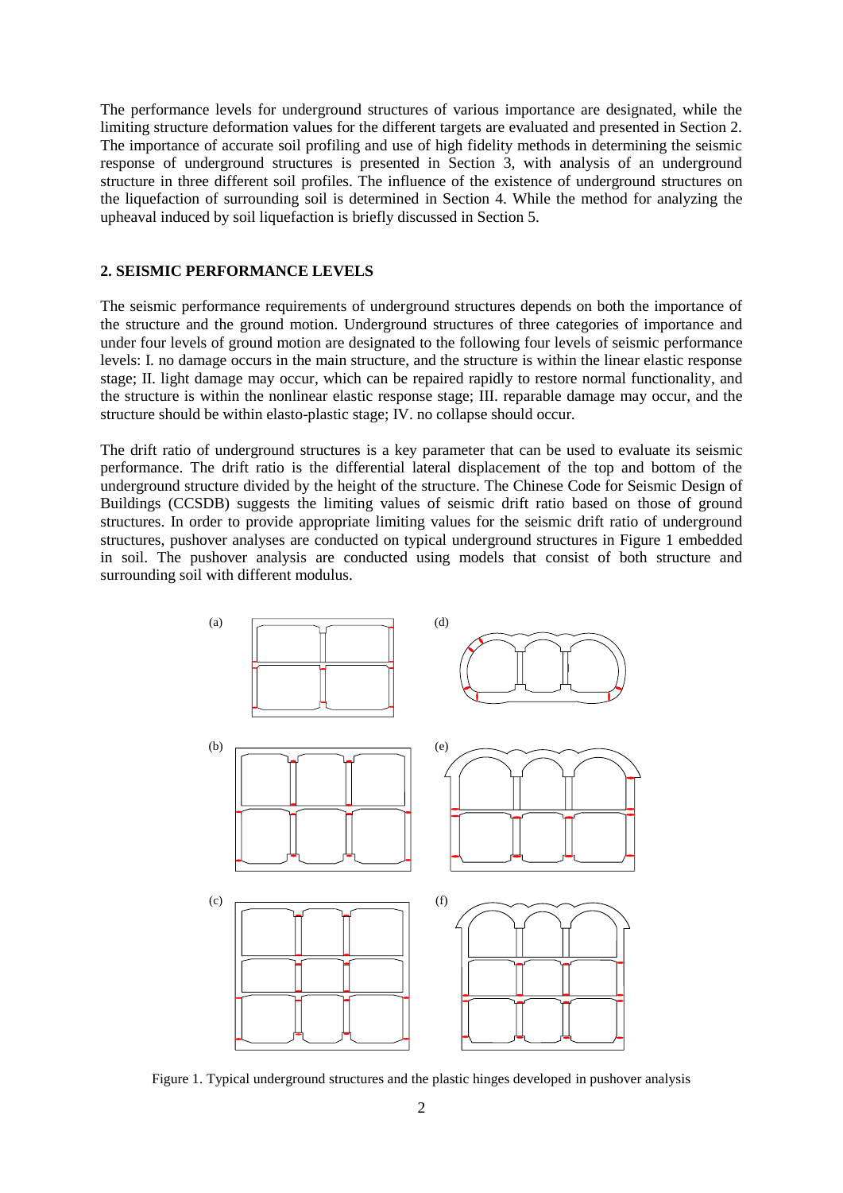The performance levels for underground structures of various importance are designated, while the limiting structure deformation values for the different targets are evaluated and presented in Section 2. The importance of accurate soil profiling and use of high fidelity methods in determining the seismic response of underground structures is presented in Section 3, with analysis of an underground structure in three different soil profiles. The influence of the existence of underground structures on the liquefaction of surrounding soil is determined in Section 4. While the method for analyzing the upheaval induced by soil liquefaction is briefly discussed in Section 5.

## 2. SEISMIC PERFORMANCE LEVELS

The seismic performance requirements of underground structures depends on both the importance of the structure and the ground motion. Underground structures of three categories of importance and under four levels of ground motion are designated to the following four levels of seismic performance levels: I. no damage occurs in the main structure, and the structure is within the linear elastic response stage; II. light damage may occur, which can be repaired rapidly to restore normal functionality, and the structure is within the nonlinear elastic response stage; III. reparable damage may occur, and the structure should be within elasto-plastic stage; IV. no collapse should occur.

The drift ratio of underground structures is a key parameter that can be used to evaluate its seismic performance. The drift ratio is the differential lateral displacement of the top and bottom of the underground structure divided by the height of the structure. The Chinese Code for Seismic Design of Buildings (CCSDB) suggests the limiting values of seismic drift ratio based on those of ground structures. In order to provide appropriate limiting values for the seismic drift ratio of underground structures, pushover analyses are conducted on typical underground structures in Figure 1 embedded in soil. The pushover analysis are conducted using models that consist of both structure and surrounding soil with different modulus.

Figure 1. Typical underground structures and the plastic hinges developed in pushover analysis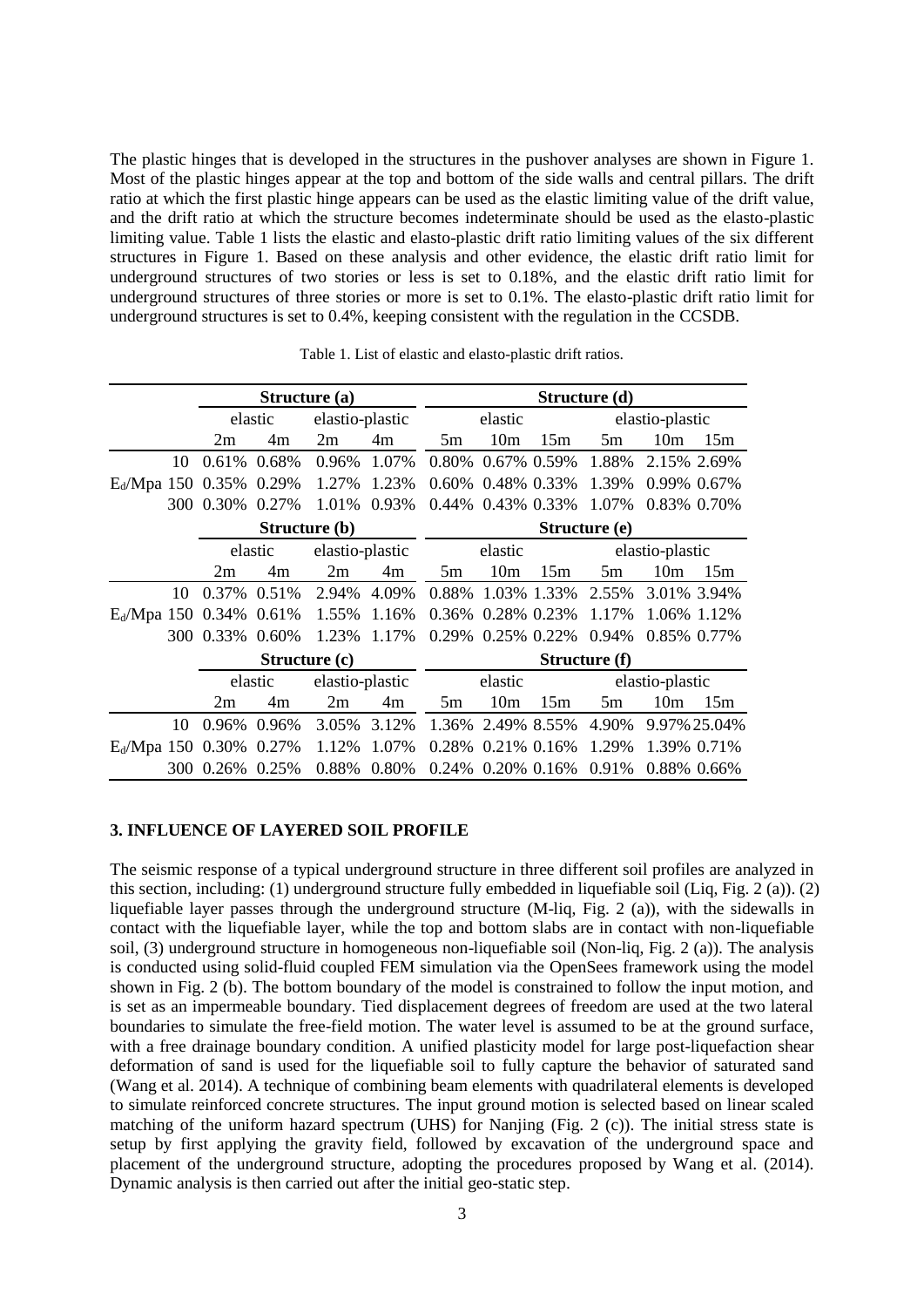The plastic hinges that is developed in the structures in the pushover analyses are shown in Figure 1. Most of the plastic hinges appear at the top and bottom of the side walls and central pillars. The drift ratio at which the first plastic hinge appears can be used as the elastic limiting value of the drift value, and the drift ratio at which the structure becomes indeterminate should be used as the elasto-plastic limiting value. Table 1 lists the elastic and elasto-plastic drift ratio limiting values of the six different structures in Figure 1. Based on these analysis and other evidence, the elastic drift ratio limit for underground structures of two stories or less is set to 0.18%, and the elastic drift ratio limit for underground structures of three stories or more is set to 0.1%. The elasto-plastic drift ratio limit for underground structures is set to 0.4%, keeping consistent with the regulation in the CCSDB.

Table 1. List of elastic and elasto-plastic drift ratios.

| | | **Structure (a)** | | | | **Structure (d)** | | | | | |
|---|---|---|---|---|---|---|---|---|---|---|---|
| | | elastic | | elastic-plastic | | elastic | | | elastic-plastic | | |
| | | 2m | 4m | 2m | 4m | 5m | 10m | 15m | 5m | 10m | 15m |
| | 10 | 0.61% | 0.68% | 0.96% | 1.07% | 0.80% | 0.67% | 0.59% | 1.88% | 2.15% | 2.69% |
| $E_d$/Mpa | 150 | 0.35% | 0.29% | 1.27% | 1.23% | 0.60% | 0.48% | 0.33% | 1.39% | 0.99% | 0.67% |
| | 300 | 0.30% | 0.27% | 1.01% | 0.93% | 0.44% | 0.43% | 0.33% | 1.07% | 0.83% | 0.70% |
| | | **Structure (b)** | | | | **Structure (e)** | | | | | |
| | | elastic | | elastic-plastic | | elastic | | | elastic-plastic | | |
| | | 2m | 4m | 2m | 4m | 5m | 10m | 15m | 5m | 10m | 15m |
| | 10 | 0.37% | 0.51% | 2.94% | 4.09% | 0.88% | 1.03% | 1.33% | 2.55% | 3.01% | 3.94% |
| $E_d$/Mpa | 150 | 0.34% | 0.61% | 1.55% | 1.16% | 0.36% | 0.28% | 0.23% | 1.17% | 1.06% | 1.12% |
| | 300 | 0.33% | 0.60% | 1.23% | 1.17% | 0.29% | 0.25% | 0.22% | 0.94% | 0.85% | 0.77% |
| | | **Structure (c)** | | | | **Structure (f)** | | | | | |
| | | elastic | | elastic-plastic | | elastic | | | elastic-plastic | | |
| | | 2m | 4m | 2m | 4m | 5m | 10m | 15m | 5m | 10m | 15m |
| | 10 | 0.96% | 0.96% | 3.05% | 3.12% | 1.36% | 2.49% | 8.55% | 4.90% | 9.97% | 25.04% |
| $E_d$/Mpa | 150 | 0.30% | 0.27% | 1.12% | 1.07% | 0.28% | 0.21% | 0.16% | 1.29% | 1.39% | 0.71% |
| | 300 | 0.26% | 0.25% | 0.88% | 0.80% | 0.24% | 0.20% | 0.16% | 0.91% | 0.88% | 0.66% |

## 3. INFLUENCE OF LAYERED SOIL PROFILE

The seismic response of a typical underground structure in three different soil profiles are analyzed in this section, including: (1) underground structure fully embedded in liquefiable soil (Liq, Fig. 2 (a)). (2) liquefiable layer passes through the underground structure (M-liq, Fig. 2 (a)), with the sidewalls in contact with the liquefiable layer, while the top and bottom slabs are in contact with non-liquefiable soil, (3) underground structure in homogeneous non-liquefiable soil (Non-liq, Fig. 2 (a)). The analysis is conducted using solid-fluid coupled FEM simulation via the OpenSees framework using the model shown in Fig. 2 (b). The bottom boundary of the model is constrained to follow the input motion, and is set as an impermeable boundary. Tied displacement degrees of freedom are used at the two lateral boundaries to simulate the free-field motion. The water level is assumed to be at the ground surface, with a free drainage boundary condition. A unified plasticity model for large post-liquefaction shear deformation of sand is used for the liquefiable soil to fully capture the behavior of saturated sand (Wang et al. 2014). A technique of combining beam elements with quadrilateral elements is developed to simulate reinforced concrete structures. The input ground motion is selected based on linear scaled matching of the uniform hazard spectrum (UHS) for Nanjing (Fig. 2 (c)). The initial stress state is setup by first applying the gravity field, followed by excavation of the underground space and placement of the underground structure, adopting the procedures proposed by Wang et al. (2014). Dynamic analysis is then carried out after the initial geo-static step.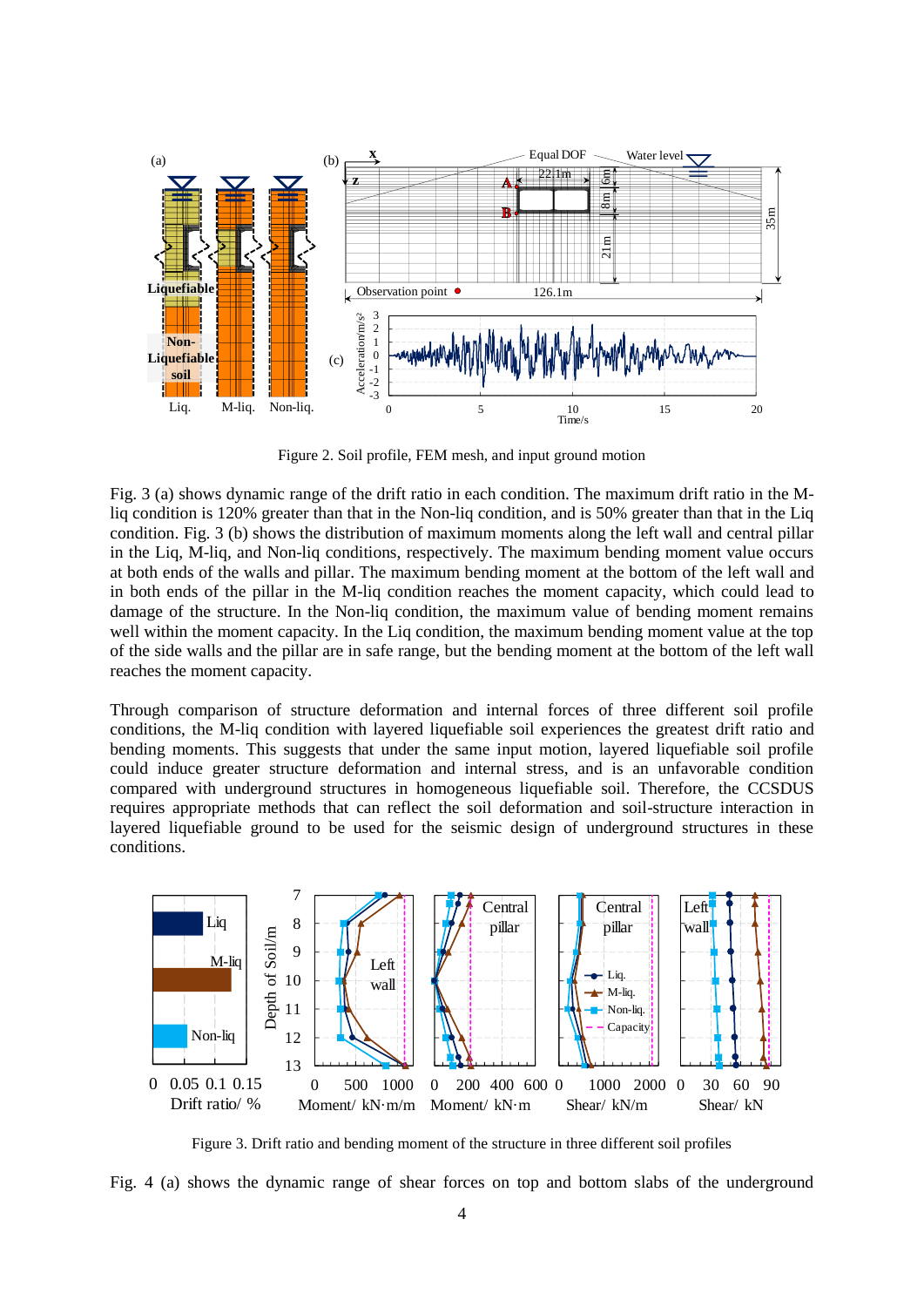Figure 2. Soil profile, FEM mesh, and input ground motion

Fig. 3 (a) shows dynamic range of the drift ratio in each condition. The maximum drift ratio in the M-liq condition is 120% greater than that in the Non-liq condition, and is 50% greater than that in the Liq condition. Fig. 3 (b) shows the distribution of maximum moments along the left wall and central pillar in the Liq, M-liq, and Non-liq conditions, respectively. The maximum bending moment value occurs at both ends of the walls and pillar. The maximum bending moment at the bottom of the left wall and in both ends of the pillar in the M-liq condition reaches the moment capacity, which could lead to damage of the structure. In the Non-liq condition, the maximum value of bending moment remains well within the moment capacity. In the Liq condition, the maximum bending moment value at the top of the side walls and the pillar are in safe range, but the bending moment at the bottom of the left wall reaches the moment capacity.

Through comparison of structure deformation and internal forces of three different soil profile conditions, the M-liq condition with layered liquefiable soil experiences the greatest drift ratio and bending moments. This suggests that under the same input motion, layered liquefiable soil profile could induce greater structure deformation and internal stress, and is an unfavorable condition compared with underground structures in homogeneous liquefiable soil. Therefore, the CCSDUS requires appropriate methods that can reflect the soil deformation and soil-structure interaction in layered liquefiable ground to be used for the seismic design of underground structures in these conditions.

Figure 3. Drift ratio and bending moment of the structure in three different soil profiles

Fig. 4 (a) shows the dynamic range of shear forces on top and bottom slabs of the underground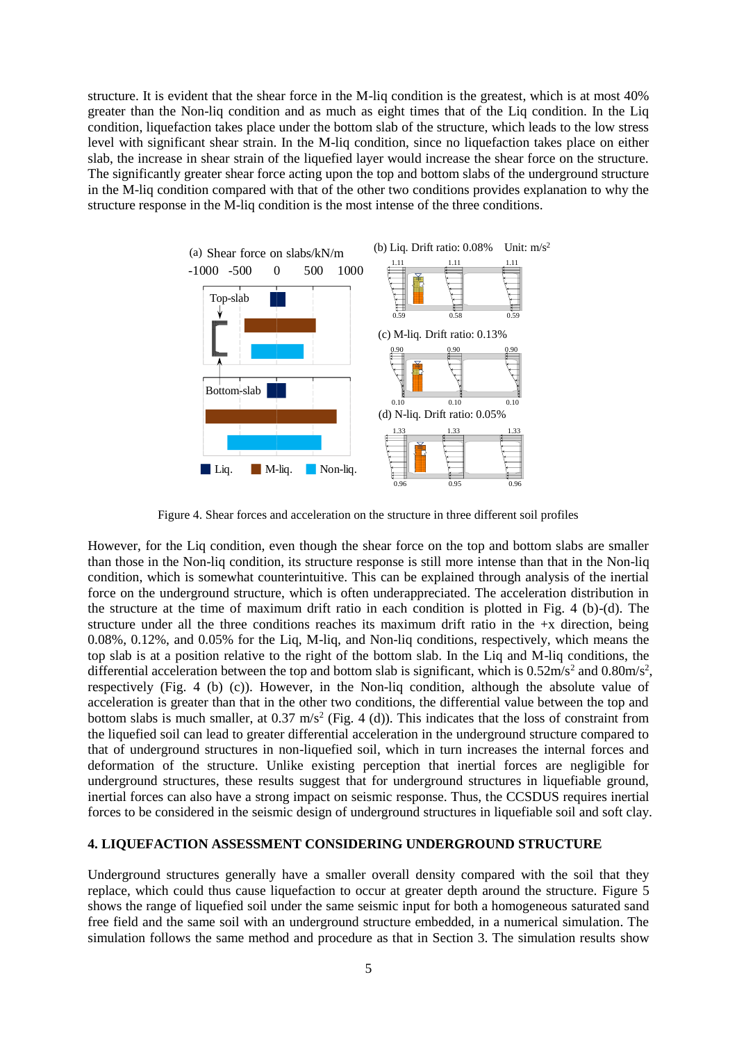structure. It is evident that the shear force in the M-liq condition is the greatest, which is at most 40% greater than the Non-liq condition and as much as eight times that of the Liq condition. In the Liq condition, liquefaction takes place under the bottom slab of the structure, which leads to the low stress level with significant shear strain. In the M-liq condition, since no liquefaction takes place on either slab, the increase in shear strain of the liquefied layer would increase the shear force on the structure. The significantly greater shear force acting upon the top and bottom slabs of the underground structure in the M-liq condition compared with that of the other two conditions provides explanation to why the structure response in the M-liq condition is the most intense of the three conditions.

Figure 4. Shear forces and acceleration on the structure in three different soil profiles

However, for the Liq condition, even though the shear force on the top and bottom slabs are smaller than those in the Non-liq condition, its structure response is still more intense than that in the Non-liq condition, which is somewhat counterintuitive. This can be explained through analysis of the inertial force on the underground structure, which is often underappreciated. The acceleration distribution in the structure at the time of maximum drift ratio in each condition is plotted in Fig. 4 (b)-(d). The structure under all the three conditions reaches its maximum drift ratio in the +x direction, being 0.08%, 0.12%, and 0.05% for the Liq, M-liq, and Non-liq conditions, respectively, which means the top slab is at a position relative to the right of the bottom slab. In the Liq and M-liq conditions, the differential acceleration between the top and bottom slab is significant, which is 0.52m/s$^2$ and 0.80m/s$^2$, respectively (Fig. 4 (b) (c)). However, in the Non-liq condition, although the absolute value of acceleration is greater than that in the other two conditions, the differential value between the top and bottom slabs is much smaller, at 0.37 m/s$^2$ (Fig. 4 (d)). This indicates that the loss of constraint from the liquefied soil can lead to greater differential acceleration in the underground structure compared to that of underground structures in non-liquefied soil, which in turn increases the internal forces and deformation of the structure. Unlike existing perception that inertial forces are negligible for underground structures, these results suggest that for underground structures in liquefiable ground, inertial forces can also have a strong impact on seismic response. Thus, the CCSDUS requires inertial forces to be considered in the seismic design of underground structures in liquefiable soil and soft clay.

## 4. LIQUEFACTION ASSESSMENT CONSIDERING UNDERGROUND STRUCTURE

Underground structures generally have a smaller overall density compared with the soil that they replace, which could thus cause liquefaction to occur at greater depth around the structure. Figure 5 shows the range of liquefied soil under the same seismic input for both a homogeneous saturated sand free field and the same soil with an underground structure embedded, in a numerical simulation. The simulation follows the same method and procedure as that in Section 3. The simulation results show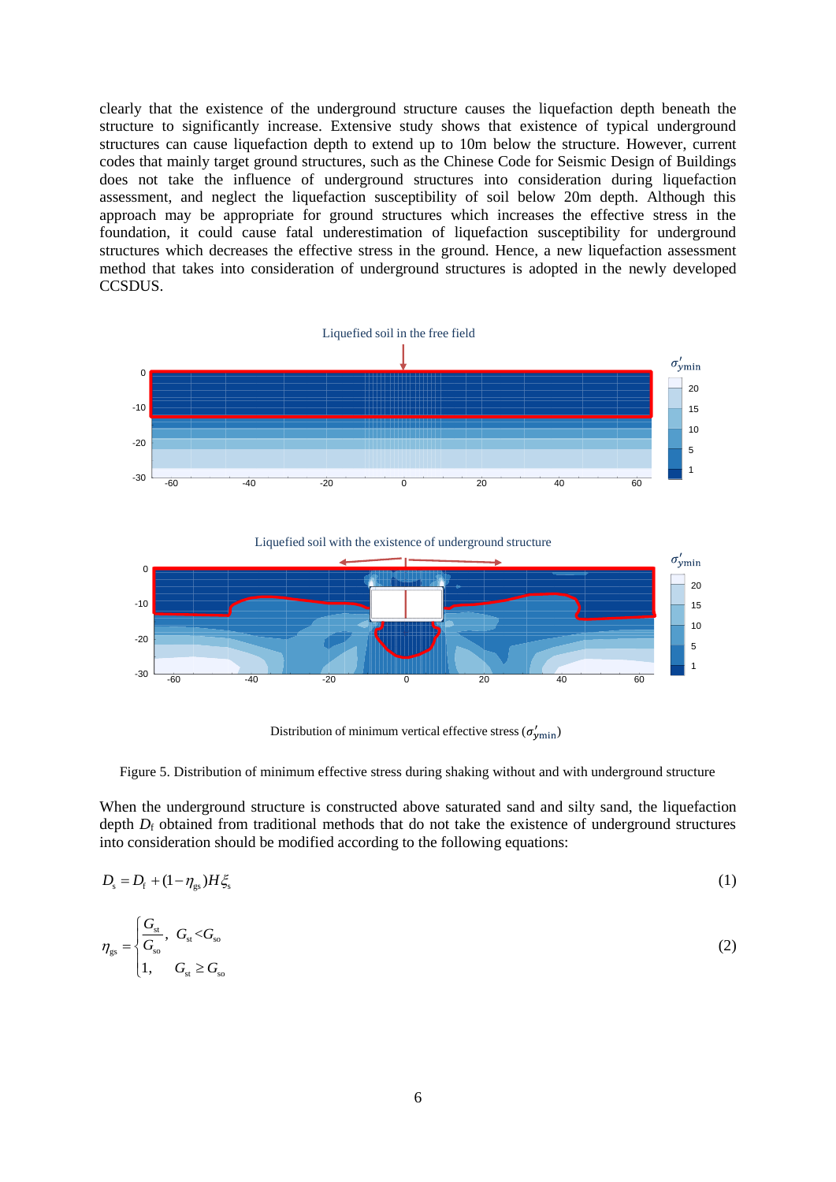clearly that the existence of the underground structure causes the liquefaction depth beneath the structure to significantly increase. Extensive study shows that existence of typical underground structures can cause liquefaction depth to extend up to 10m below the structure. However, current codes that mainly target ground structures, such as the Chinese Code for Seismic Design of Buildings does not take the influence of underground structures into consideration during liquefaction assessment, and neglect the liquefaction susceptibility of soil below 20m depth. Although this approach may be appropriate for ground structures which increases the effective stress in the foundation, it could cause fatal underestimation of liquefaction susceptibility for underground structures which decreases the effective stress in the ground. Hence, a new liquefaction assessment method that takes into consideration of underground structures is adopted in the newly developed CCSDUS.

Distribution of minimum vertical effective stress ($\sigma'_{ymin}$)

Figure 5. Distribution of minimum effective stress during shaking without and with underground structure

When the underground structure is constructed above saturated sand and silty sand, the liquefaction depth $D_f$ obtained from traditional methods that do not take the existence of underground structures into consideration should be modified according to the following equations:

$$D_s = D_f + (1 - \eta_{gs}) H \xi_s \tag{1}$$

$$\eta_{gs} = \begin{cases} \dfrac{G_{st}}{G_{so}}, & G_{st} < G_{so} \\ 1, & G_{st} \geq G_{so} \end{cases} \tag{2}$$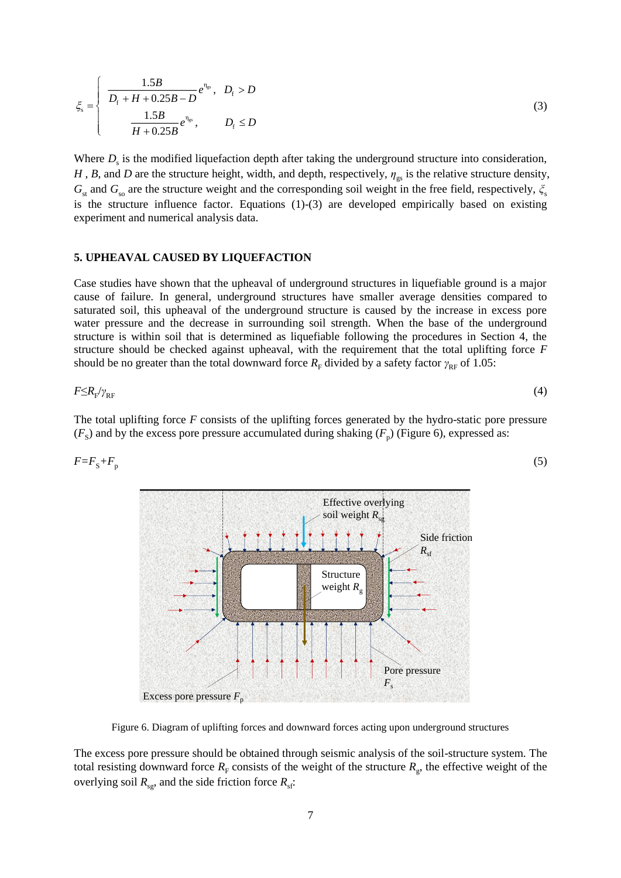$$
\xi_{\mathrm{s}} = \begin{cases} \dfrac{1.5B}{D_{\mathrm{f}} + H + 0.25B - D} e^{\eta_{\mathrm{gs}}}, & D_{\mathrm{f}} > D \\ \dfrac{1.5B}{H + 0.25B} e^{\eta_{\mathrm{gs}}}, & D_{\mathrm{f}} \le D \end{cases} \tag{3}
$$

Where $D_s$ is the modified liquefaction depth after taking the underground structure into consideration, $H$, $B$, and $D$ are the structure height, width, and depth, respectively, $\eta_{gs}$ is the relative structure density, $G_{st}$ and $G_{so}$ are the structure weight and the corresponding soil weight in the free field, respectively, $\xi_s$ is the structure influence factor. Equations (1)-(3) are developed empirically based on existing experiment and numerical analysis data.

## 5. UPHEAVAL CAUSED BY LIQUEFACTION

Case studies have shown that the upheaval of underground structures in liquefiable ground is a major cause of failure. In general, underground structures have smaller average densities compared to saturated soil, this upheaval of the underground structure is caused by the increase in excess pore water pressure and the decrease in surrounding soil strength. When the base of the underground structure is within soil that is determined as liquefiable following the procedures in Section 4, the structure should be checked against upheaval, with the requirement that the total uplifting force $F$ should be no greater than the total downward force $R_F$ divided by a safety factor $\gamma_{RF}$ of 1.05:

$$F \le R_F / \gamma_{RF} \tag{4}$$

The total uplifting force $F$ consists of the uplifting forces generated by the hydro-static pore pressure ($F_S$) and by the excess pore pressure accumulated during shaking ($F_p$) (Figure 6), expressed as:

$$F = F_S + F_p \tag{5}$$

Figure 6. Diagram of uplifting forces and downward forces acting upon underground structures

The excess pore pressure should be obtained through seismic analysis of the soil-structure system. The total resisting downward force $R_F$ consists of the weight of the structure $R_g$, the effective weight of the overlying soil $R_{sg}$, and the side friction force $R_{sf}$: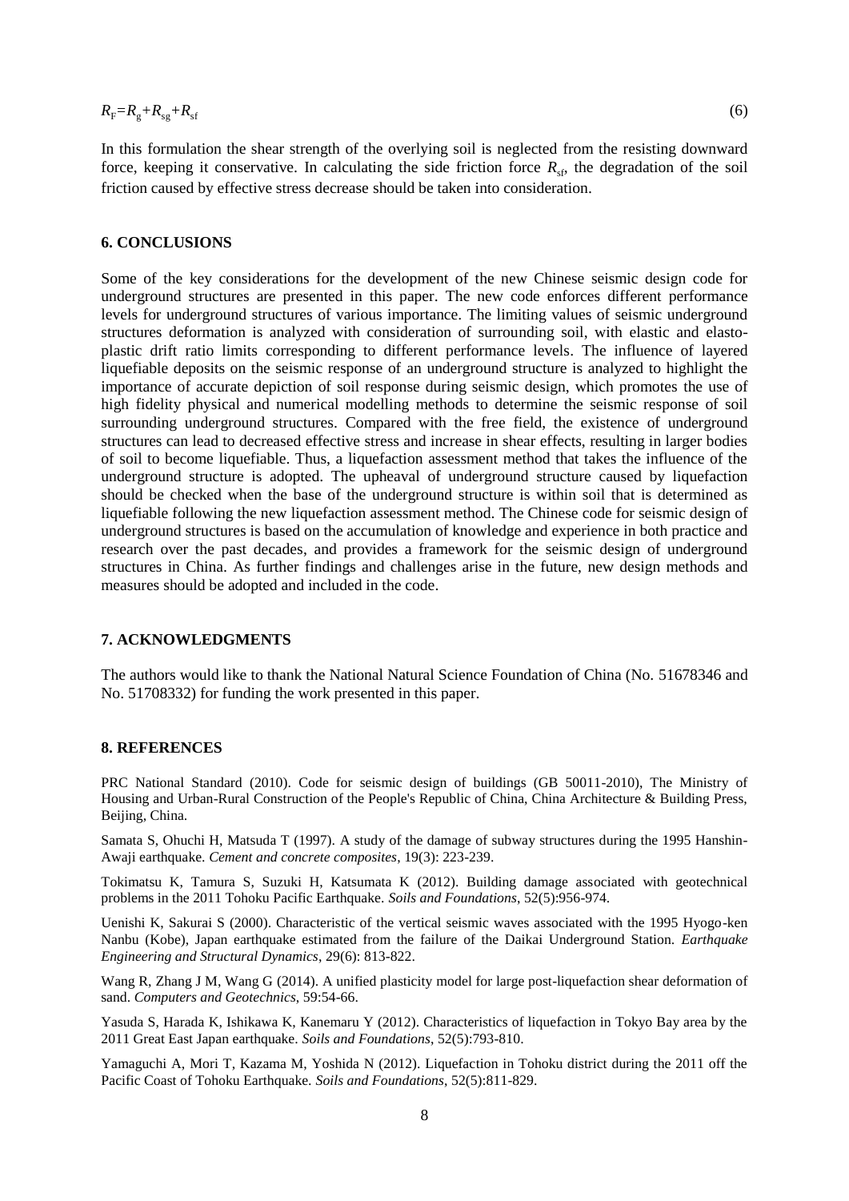$$R_F = R_g + R_{sg} + R_{sf} \quad (6)$$

In this formulation the shear strength of the overlying soil is neglected from the resisting downward force, keeping it conservative. In calculating the side friction force $R_{sf}$, the degradation of the soil friction caused by effective stress decrease should be taken into consideration.

## 6. CONCLUSIONS

Some of the key considerations for the development of the new Chinese seismic design code for underground structures are presented in this paper. The new code enforces different performance levels for underground structures of various importance. The limiting values of seismic underground structures deformation is analyzed with consideration of surrounding soil, with elastic and elasto-plastic drift ratio limits corresponding to different performance levels. The influence of layered liquefiable deposits on the seismic response of an underground structure is analyzed to highlight the importance of accurate depiction of soil response during seismic design, which promotes the use of high fidelity physical and numerical modelling methods to determine the seismic response of soil surrounding underground structures. Compared with the free field, the existence of underground structures can lead to decreased effective stress and increase in shear effects, resulting in larger bodies of soil to become liquefiable. Thus, a liquefaction assessment method that takes the influence of the underground structure is adopted. The upheaval of underground structure caused by liquefaction should be checked when the base of the underground structure is within soil that is determined as liquefiable following the new liquefaction assessment method. The Chinese code for seismic design of underground structures is based on the accumulation of knowledge and experience in both practice and research over the past decades, and provides a framework for the seismic design of underground structures in China. As further findings and challenges arise in the future, new design methods and measures should be adopted and included in the code.

## 7. ACKNOWLEDGMENTS

The authors would like to thank the National Natural Science Foundation of China (No. 51678346 and No. 51708332) for funding the work presented in this paper.

## 8. REFERENCES

PRC National Standard (2010). Code for seismic design of buildings (GB 50011-2010), The Ministry of Housing and Urban-Rural Construction of the People's Republic of China, China Architecture & Building Press, Beijing, China.

Samata S, Ohuchi H, Matsuda T (1997). A study of the damage of subway structures during the 1995 Hanshin-Awaji earthquake. *Cement and concrete composites*, 19(3): 223-239.

Tokimatsu K, Tamura S, Suzuki H, Katsumata K (2012). Building damage associated with geotechnical problems in the 2011 Tohoku Pacific Earthquake. *Soils and Foundations*, 52(5):956-974.

Uenishi K, Sakurai S (2000). Characteristic of the vertical seismic waves associated with the 1995 Hyogo-ken Nanbu (Kobe), Japan earthquake estimated from the failure of the Daikai Underground Station. *Earthquake Engineering and Structural Dynamics*, 29(6): 813-822.

Wang R, Zhang J M, Wang G (2014). A unified plasticity model for large post-liquefaction shear deformation of sand. *Computers and Geotechnics*, 59:54-66.

Yasuda S, Harada K, Ishikawa K, Kanemaru Y (2012). Characteristics of liquefaction in Tokyo Bay area by the 2011 Great East Japan earthquake. *Soils and Foundations*, 52(5):793-810.

Yamaguchi A, Mori T, Kazama M, Yoshida N (2012). Liquefaction in Tohoku district during the 2011 off the Pacific Coast of Tohoku Earthquake. *Soils and Foundations*, 52(5):811-829.